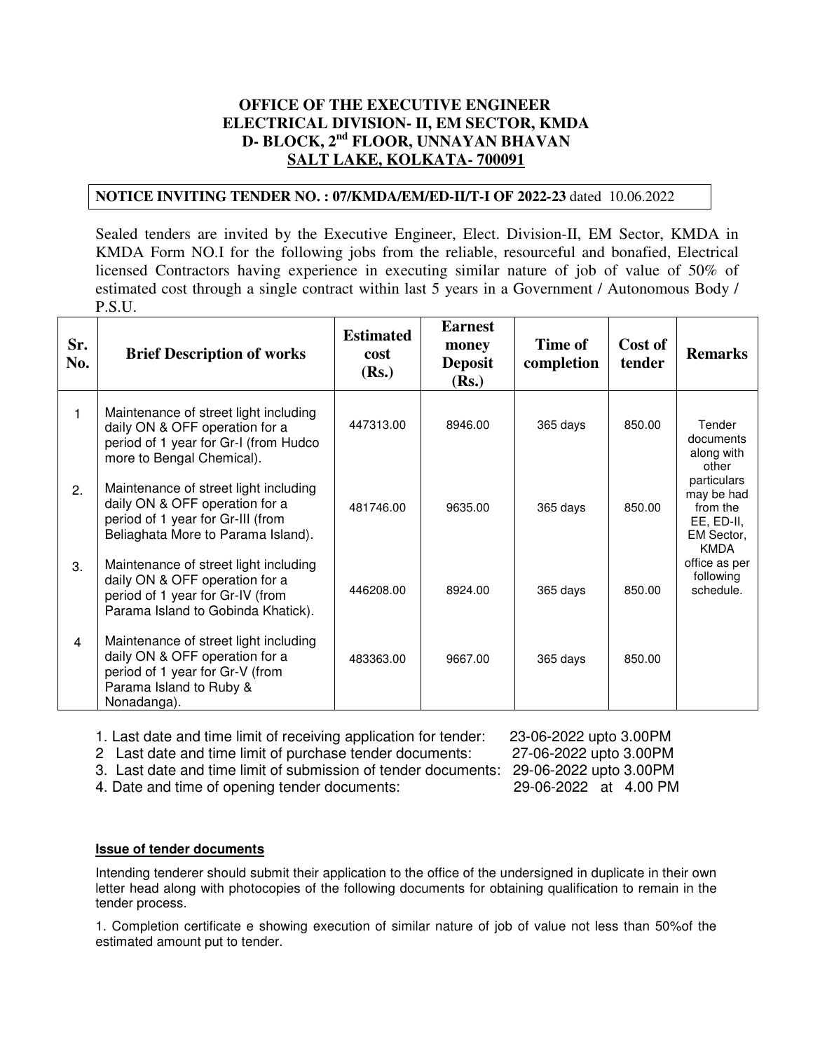**OFFICE OF THE EXECUTIVE ENGINEER**
**ELECTRICAL DIVISION- II, EM SECTOR, KMDA**
**D- BLOCK, 2nd FLOOR, UNNAYAN BHAVAN**
**SALT LAKE, KOLKATA- 700091**

**NOTICE INVITING TENDER NO. : 07/KMDA/EM/ED-II/T-I OF 2022-23** dated 10.06.2022

Sealed tenders are invited by the Executive Engineer, Elect. Division-II, EM Sector, KMDA in KMDA Form NO.I for the following jobs from the reliable, resourceful and bonafied, Electrical licensed Contractors having experience in executing similar nature of job of value of 50% of estimated cost through a single contract within last 5 years in a Government / Autonomous Body / P.S.U.

| Sr. No. | Brief Description of works | Estimated cost (Rs.) | Earnest money Deposit (Rs.) | Time of completion | Cost of tender | Remarks |
|---|---|---|---|---|---|---|
| 1 | Maintenance of street light including daily ON & OFF operation for a period of 1 year for Gr-I (from Hudco more to Bengal Chemical). | 447313.00 | 8946.00 | 365 days | 850.00 | Tender documents along with other particulars may be had from the EE, ED-II, EM Sector, KMDA office as per following schedule. |
| 2. | Maintenance of street light including daily ON & OFF operation for a period of 1 year for Gr-III (from Beliaghata More to Parama Island). | 481746.00 | 9635.00 | 365 days | 850.00 | |
| 3. | Maintenance of street light including daily ON & OFF operation for a period of 1 year for Gr-IV (from Parama Island to Gobinda Khatick). | 446208.00 | 8924.00 | 365 days | 850.00 | |
| 4 | Maintenance of street light including daily ON & OFF operation for a period of 1 year for Gr-V (from Parama Island to Ruby & Nonadanga). | 483363.00 | 9667.00 | 365 days | 850.00 | |

1. Last date and time limit of receiving application for tender: 23-06-2022 upto 3.00PM
2. Last date and time limit of purchase tender documents: 27-06-2022 upto 3.00PM
3. Last date and time limit of submission of tender documents: 29-06-2022 upto 3.00PM
4. Date and time of opening tender documents: 29-06-2022 at 4.00 PM

**Issue of tender documents**

Intending tenderer should submit their application to the office of the undersigned in duplicate in their own letter head along with photocopies of the following documents for obtaining qualification to remain in the tender process.

1. Completion certificate e showing execution of similar nature of job of value not less than 50%of the estimated amount put to tender.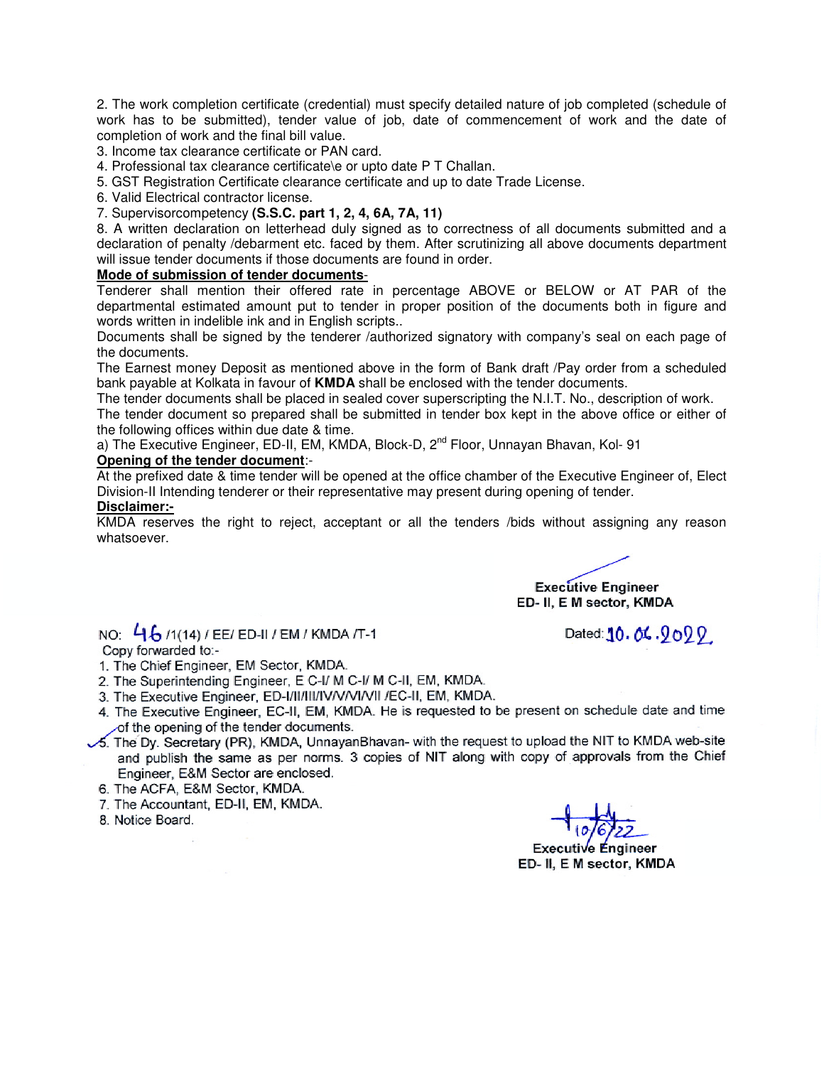2. The work completion certificate (credential) must specify detailed nature of job completed (schedule of work has to be submitted), tender value of job, date of commencement of work and the date of completion of work and the final bill value.

3. Income tax clearance certificate or PAN card.

4. Professional tax clearance certificate\e or upto date P T Challan.

5. GST Registration Certificate clearance certificate and up to date Trade License.

6. Valid Electrical contractor license.

7. Supervisorcompetency **(S.S.C. part 1, 2, 4, 6A, 7A, 11)**

8. A written declaration on letterhead duly signed as to correctness of all documents submitted and a declaration of penalty /debarment etc. faced by them. After scrutinizing all above documents department will issue tender documents if those documents are found in order.

**Mode of submission of tender documents**-

Tenderer shall mention their offered rate in percentage ABOVE or BELOW or AT PAR of the departmental estimated amount put to tender in proper position of the documents both in figure and words written in indelible ink and in English scripts..

Documents shall be signed by the tenderer /authorized signatory with company's seal on each page of the documents.

The Earnest money Deposit as mentioned above in the form of Bank draft /Pay order from a scheduled bank payable at Kolkata in favour of **KMDA** shall be enclosed with the tender documents.

The tender documents shall be placed in sealed cover superscripting the N.I.T. No., description of work.

The tender document so prepared shall be submitted in tender box kept in the above office or either of the following offices within due date & time.

a) The Executive Engineer, ED-II, EM, KMDA, Block-D, 2nd Floor, Unnayan Bhavan, Kol- 91

**Opening of the tender document**:-

At the prefixed date & time tender will be opened at the office chamber of the Executive Engineer of, Elect Division-II Intending tenderer or their representative may present during opening of tender.

**Disclaimer:-**

KMDA reserves the right to reject, acceptant or all the tenders /bids without assigning any reason whatsoever.

**Executive Engineer**
**ED- II, E M sector, KMDA**

NO: 46 /1(14) / EE/ ED-II / EM / KMDA /T-1 Dated: 10.06.2022

Copy forwarded to:-

1. The Chief Engineer, EM Sector, KMDA.
2. The Superintending Engineer, E C-I/ M C-I/ M C-II, EM, KMDA.
3. The Executive Engineer, ED-I/II/III/IV/V/VI/VII /EC-II, EM, KMDA.
4. The Executive Engineer, EC-II, EM, KMDA. He is requested to be present on schedule date and time of the opening of the tender documents.
5. The Dy. Secretary (PR), KMDA, UnnayanBhavan- with the request to upload the NIT to KMDA web-site and publish the same as per norms. 3 copies of NIT along with copy of approvals from the Chief Engineer, E&M Sector are enclosed.
6. The ACFA, E&M Sector, KMDA.
7. The Accountant, ED-II, EM, KMDA.
8. Notice Board.

10/6/22

**Executive Engineer**
**ED- II, E M sector, KMDA**